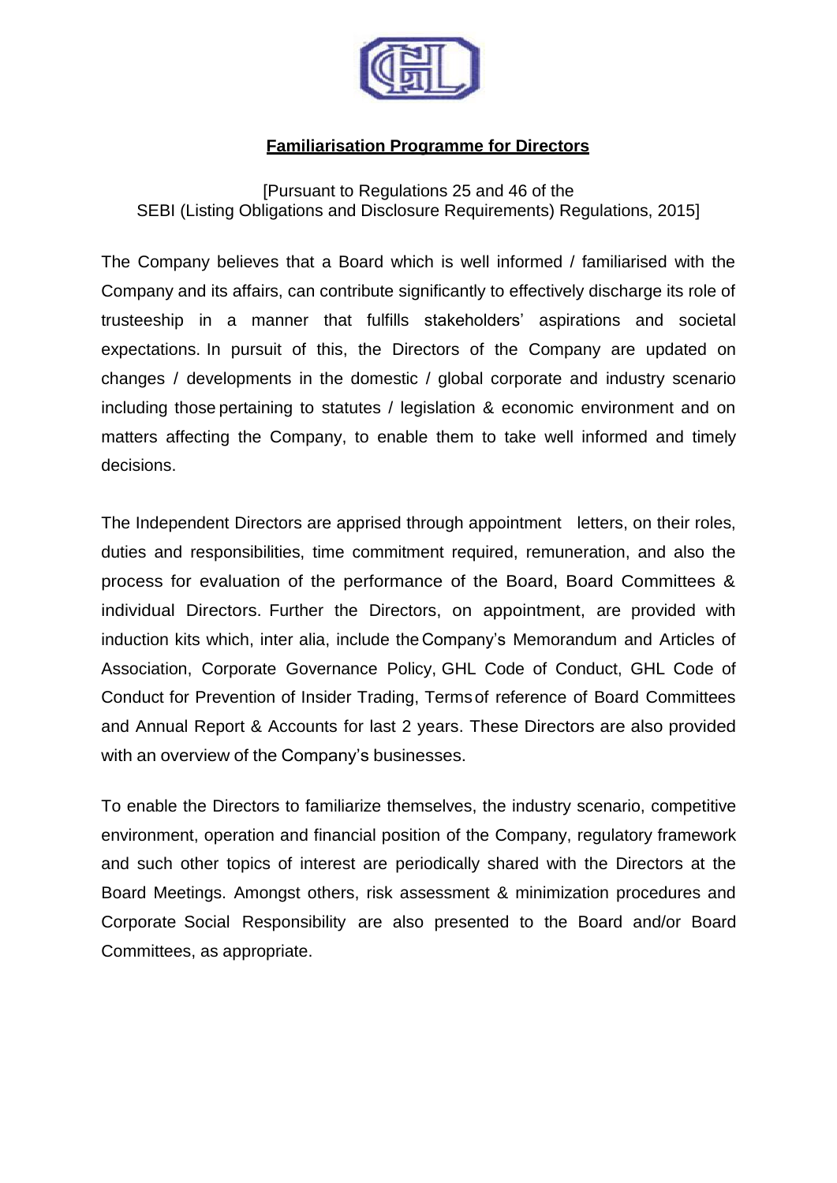# Familiarisation Programme for Directors

[Pursuant to Regulations 25 and 46 of the SEBI (Listing Obligations and Disclosure Requirements) Regulations, 2015]

The Company believes that a Board which is well informed / familiarised with the Company and its affairs, can contribute significantly to effectively discharge its role of trusteeship in a manner that fulfills stakeholders' aspirations and societal expectations. In pursuit of this, the Directors of the Company are updated on changes / developments in the domestic / global corporate and industry scenario including those pertaining to statutes / legislation & economic environment and on matters affecting the Company, to enable them to take well informed and timely decisions.

The Independent Directors are apprised through appointment letters, on their roles, duties and responsibilities, time commitment required, remuneration, and also the process for evaluation of the performance of the Board, Board Committees & individual Directors. Further the Directors, on appointment, are provided with induction kits which, inter alia, include the Company's Memorandum and Articles of Association, Corporate Governance Policy, GHL Code of Conduct, GHL Code of Conduct for Prevention of Insider Trading, Terms of reference of Board Committees and Annual Report & Accounts for last 2 years. These Directors are also provided with an overview of the Company's businesses.

To enable the Directors to familiarize themselves, the industry scenario, competitive environment, operation and financial position of the Company, regulatory framework and such other topics of interest are periodically shared with the Directors at the Board Meetings. Amongst others, risk assessment & minimization procedures and Corporate Social Responsibility are also presented to the Board and/or Board Committees, as appropriate.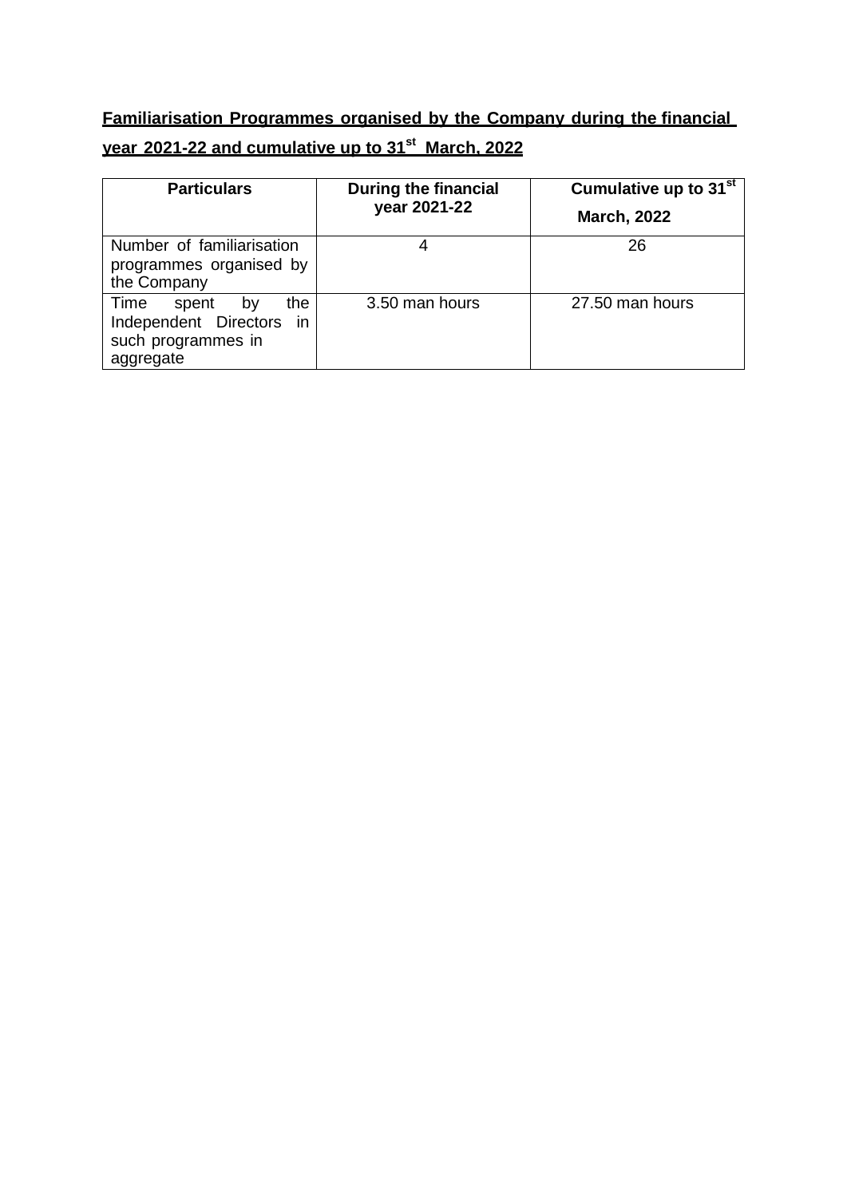**Familiarisation Programmes organised by the Company during the financial year 2021-22 and cumulative up to 31st March, 2022**

| Particulars | During the financial year 2021-22 | Cumulative up to 31st March, 2022 |
|---|---|---|
| Number of familiarisation programmes organised by the Company | 4 | 26 |
| Time spent by the Independent Directors in such programmes in aggregate | 3.50 man hours | 27.50 man hours |